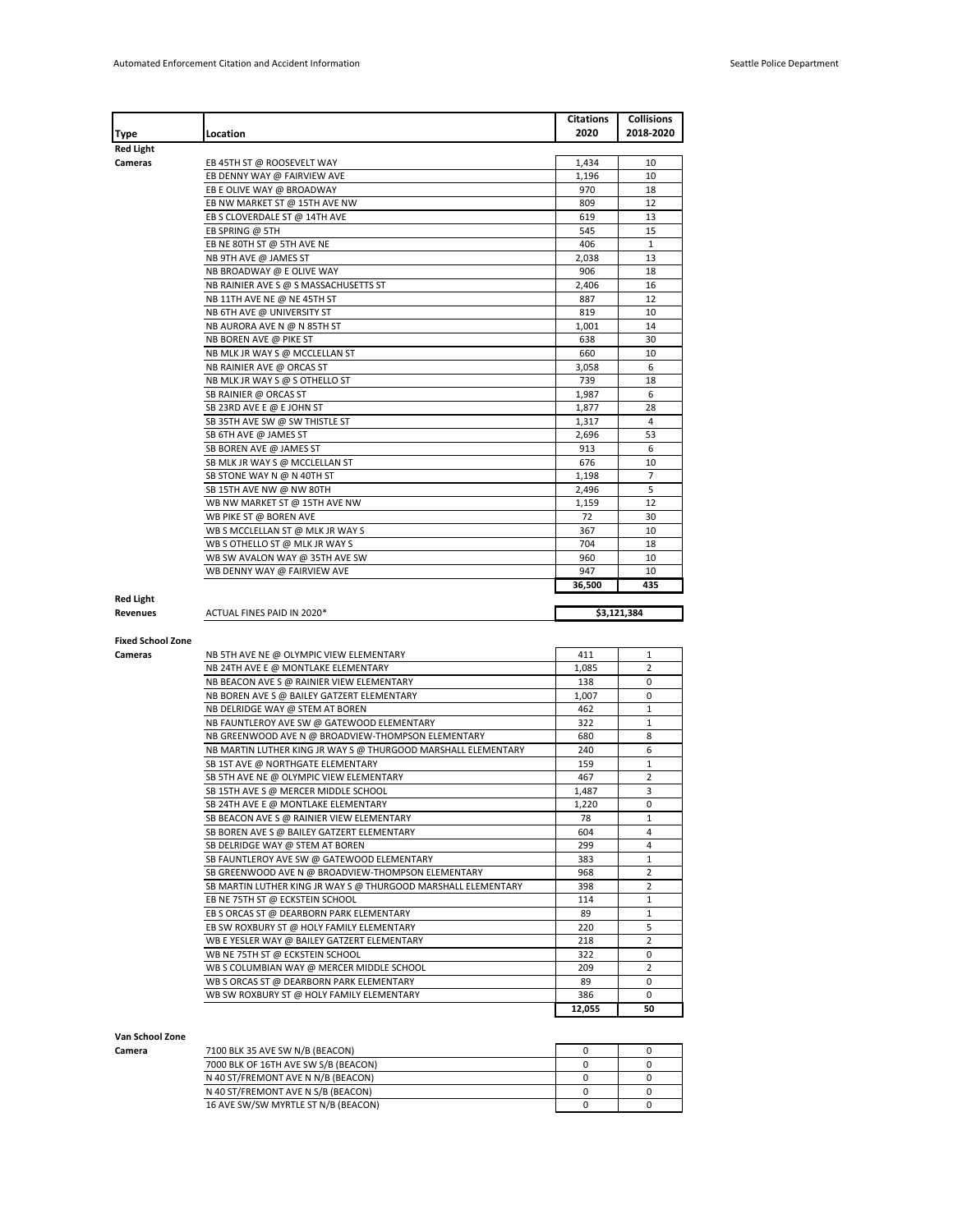| Type | Location | Citations 2020 | Collisions 2018-2020 |
|---|---|---|---|
| **Red Light Cameras** | EB 45TH ST @ ROOSEVELT WAY | 1,434 | 10 |
| | EB DENNY WAY @ FAIRVIEW AVE | 1,196 | 10 |
| | EB E OLIVE WAY @ BROADWAY | 970 | 18 |
| | EB NW MARKET ST @ 15TH AVE NW | 809 | 12 |
| | EB S CLOVERDALE ST @ 14TH AVE | 619 | 13 |
| | EB SPRING @ 5TH | 545 | 15 |
| | EB NE 80TH ST @ 5TH AVE NE | 406 | 1 |
| | NB 9TH AVE @ JAMES ST | 2,038 | 13 |
| | NB BROADWAY @ E OLIVE WAY | 906 | 18 |
| | NB RAINIER AVE S @ S MASSACHUSETTS ST | 2,406 | 16 |
| | NB 11TH AVE NE @ NE 45TH ST | 887 | 12 |
| | NB 6TH AVE @ UNIVERSITY ST | 819 | 10 |
| | NB AURORA AVE N @ N 85TH ST | 1,001 | 14 |
| | NB BOREN AVE @ PIKE ST | 638 | 30 |
| | NB MLK JR WAY S @ MCCLELLAN ST | 660 | 10 |
| | NB RAINIER AVE @ ORCAS ST | 3,058 | 6 |
| | NB MLK JR WAY S @ S OTHELLO ST | 739 | 18 |
| | SB RAINIER @ ORCAS ST | 1,987 | 6 |
| | SB 23RD AVE E @ E JOHN ST | 1,877 | 28 |
| | SB 35TH AVE SW @ SW THISTLE ST | 1,317 | 4 |
| | SB 6TH AVE @ JAMES ST | 2,696 | 53 |
| | SB BOREN AVE @ JAMES ST | 913 | 6 |
| | SB MLK JR WAY S @ MCCLELLAN ST | 676 | 10 |
| | SB STONE WAY N @ N 40TH ST | 1,198 | 7 |
| | SB 15TH AVE NW @ NW 80TH | 2,496 | 5 |
| | WB NW MARKET ST @ 15TH AVE NW | 1,159 | 12 |
| | WB PIKE ST @ BOREN AVE | 72 | 30 |
| | WB S MCCLELLAN ST @ MLK JR WAY S | 367 | 10 |
| | WB S OTHELLO ST @ MLK JR WAY S | 704 | 18 |
| | WB SW AVALON WAY @ 35TH AVE SW | 960 | 10 |
| | WB DENNY WAY @ FAIRVIEW AVE | 947 | 10 |
| | | **36,500** | **435** |
| **Red Light Revenues** | ACTUAL FINES PAID IN 2020* | **$3,121,384** | |
| **Fixed School Zone Cameras** | NB 5TH AVE NE @ OLYMPIC VIEW ELEMENTARY | 411 | 1 |
| | NB 24TH AVE E @ MONTLAKE ELEMENTARY | 1,085 | 2 |
| | NB BEACON AVE S @ RAINIER VIEW ELEMENTARY | 138 | 0 |
| | NB BOREN AVE S @ BAILEY GATZERT ELEMENTARY | 1,007 | 0 |
| | NB DELRIDGE WAY @ STEM AT BOREN | 462 | 1 |
| | NB FAUNTLEROY AVE SW @ GATEWOOD ELEMENTARY | 322 | 1 |
| | NB GREENWOOD AVE N @ BROADVIEW-THOMPSON ELEMENTARY | 680 | 8 |
| | NB MARTIN LUTHER KING JR WAY S @ THURGOOD MARSHALL ELEMENTARY | 240 | 6 |
| | SB 1ST AVE @ NORTHGATE ELEMENTARY | 159 | 1 |
| | SB 5TH AVE NE @ OLYMPIC VIEW ELEMENTARY | 467 | 2 |
| | SB 15TH AVE S @ MERCER MIDDLE SCHOOL | 1,487 | 3 |
| | SB 24TH AVE E @ MONTLAKE ELEMENTARY | 1,220 | 0 |
| | SB BEACON AVE S @ RAINIER VIEW ELEMENTARY | 78 | 1 |
| | SB BOREN AVE S @ BAILEY GATZERT ELEMENTARY | 604 | 4 |
| | SB DELRIDGE WAY @ STEM AT BOREN | 299 | 4 |
| | SB FAUNTLEROY AVE SW @ GATEWOOD ELEMENTARY | 383 | 1 |
| | SB GREENWOOD AVE N @ BROADVIEW-THOMPSON ELEMENTARY | 968 | 2 |
| | SB MARTIN LUTHER KING JR WAY S @ THURGOOD MARSHALL ELEMENTARY | 398 | 2 |
| | EB NE 75TH ST @ ECKSTEIN SCHOOL | 114 | 1 |
| | EB S ORCAS ST @ DEARBORN PARK ELEMENTARY | 89 | 1 |
| | EB SW ROXBURY ST @ HOLY FAMILY ELEMENTARY | 220 | 5 |
| | WB E YESLER WAY @ BAILEY GATZERT ELEMENTARY | 218 | 2 |
| | WB NE 75TH ST @ ECKSTEIN SCHOOL | 322 | 0 |
| | WB S COLUMBIAN WAY @ MERCER MIDDLE SCHOOL | 209 | 2 |
| | WB S ORCAS ST @ DEARBORN PARK ELEMENTARY | 89 | 0 |
| | WB SW ROXBURY ST @ HOLY FAMILY ELEMENTARY | 386 | 0 |
| | | **12,055** | **50** |
| **Van School Zone Camera** | 7100 BLK 35 AVE SW N/B (BEACON) | 0 | 0 |
| | 7000 BLK OF 16TH AVE SW S/B (BEACON) | 0 | 0 |
| | N 40 ST/FREMONT AVE N N/B (BEACON) | 0 | 0 |
| | N 40 ST/FREMONT AVE N S/B (BEACON) | 0 | 0 |
| | 16 AVE SW/SW MYRTLE ST N/B (BEACON) | 0 | 0 |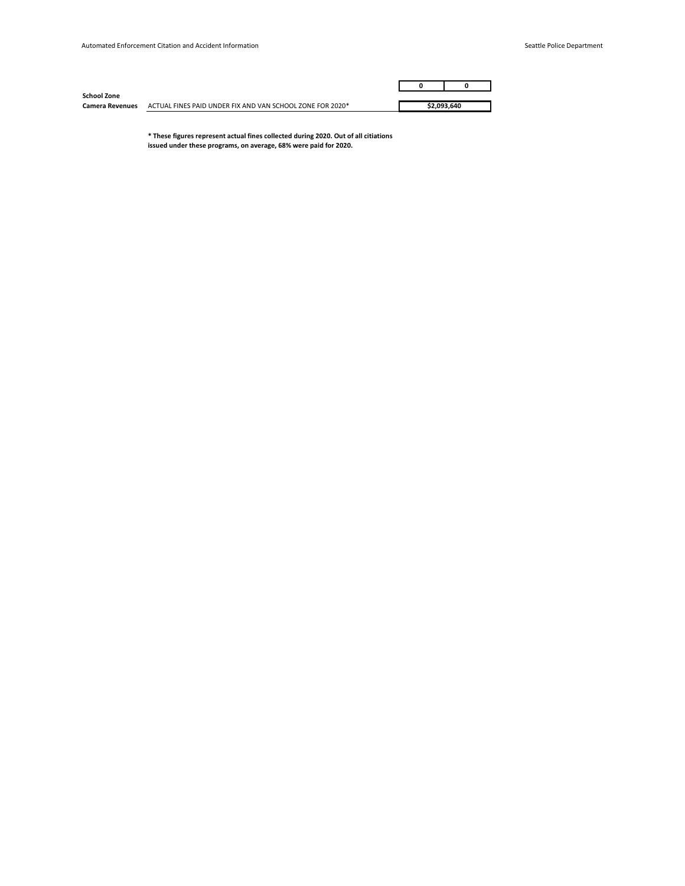| | | | |
|---|---|---|---|
| | | 0 | 0 |
| **School Zone Camera Revenues** | ACTUAL FINES PAID UNDER FIX AND VAN SCHOOL ZONE FOR 2020* | **$2,093,640** | |

**\* These figures represent actual fines collected during 2020. Out of all citiations issued under these programs, on average, 68% were paid for 2020.**